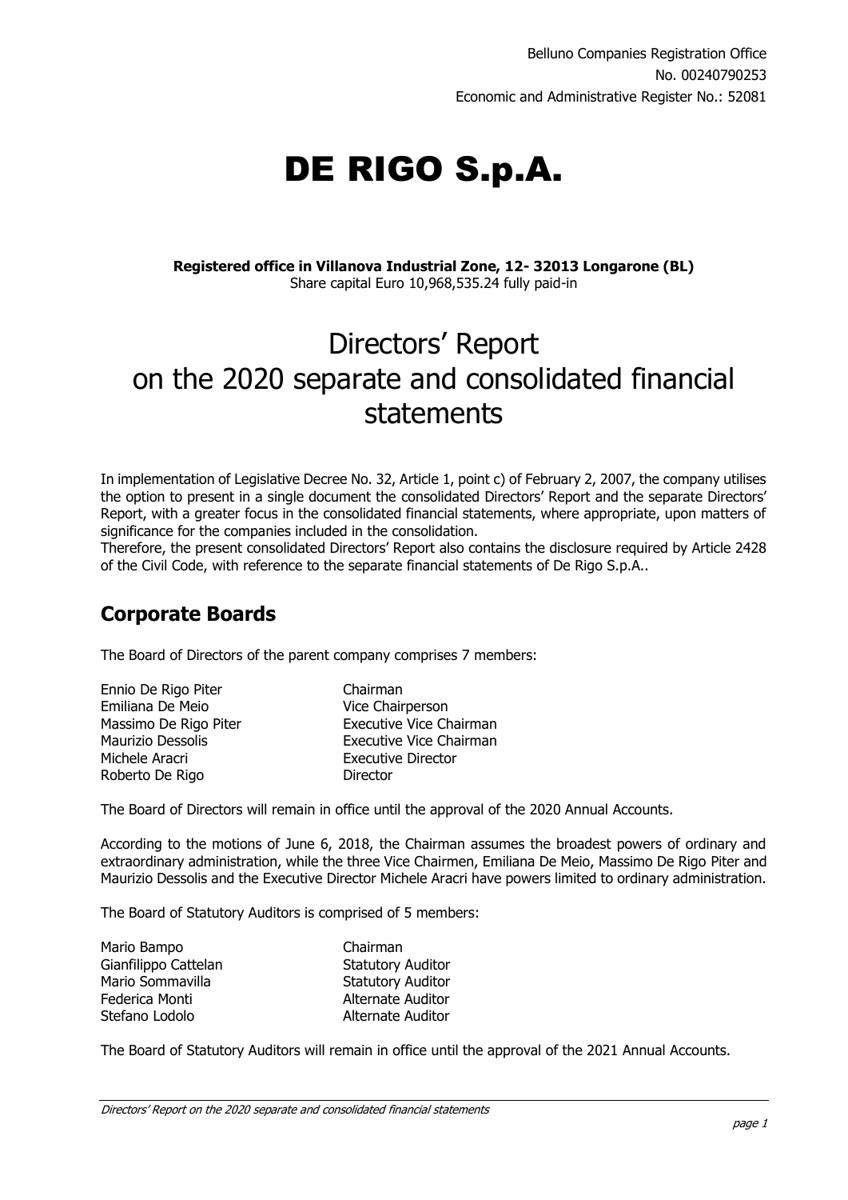Belluno Companies Registration Office
No. 00240790253
Economic and Administrative Register No.: 52081

# DE RIGO S.p.A.

**Registered office in Villanova Industrial Zone, 12- 32013 Longarone (BL)**
Share capital Euro 10,968,535.24 fully paid-in

# Directors' Report on the 2020 separate and consolidated financial statements

In implementation of Legislative Decree No. 32, Article 1, point c) of February 2, 2007, the company utilises the option to present in a single document the consolidated Directors' Report and the separate Directors' Report, with a greater focus in the consolidated financial statements, where appropriate, upon matters of significance for the companies included in the consolidation.
Therefore, the present consolidated Directors' Report also contains the disclosure required by Article 2428 of the Civil Code, with reference to the separate financial statements of De Rigo S.p.A..

## Corporate Boards

The Board of Directors of the parent company comprises 7 members:

| | |
|---|---|
| Ennio De Rigo Piter | Chairman |
| Emiliana De Meio | Vice Chairperson |
| Massimo De Rigo Piter | Executive Vice Chairman |
| Maurizio Dessolis | Executive Vice Chairman |
| Michele Aracri | Executive Director |
| Roberto De Rigo | Director |

The Board of Directors will remain in office until the approval of the 2020 Annual Accounts.

According to the motions of June 6, 2018, the Chairman assumes the broadest powers of ordinary and extraordinary administration, while the three Vice Chairmen, Emiliana De Meio, Massimo De Rigo Piter and Maurizio Dessolis and the Executive Director Michele Aracri have powers limited to ordinary administration.

The Board of Statutory Auditors is comprised of 5 members:

| | |
|---|---|
| Mario Bampo | Chairman |
| Gianfilippo Cattelan | Statutory Auditor |
| Mario Sommavilla | Statutory Auditor |
| Federica Monti | Alternate Auditor |
| Stefano Lodolo | Alternate Auditor |

The Board of Statutory Auditors will remain in office until the approval of the 2021 Annual Accounts.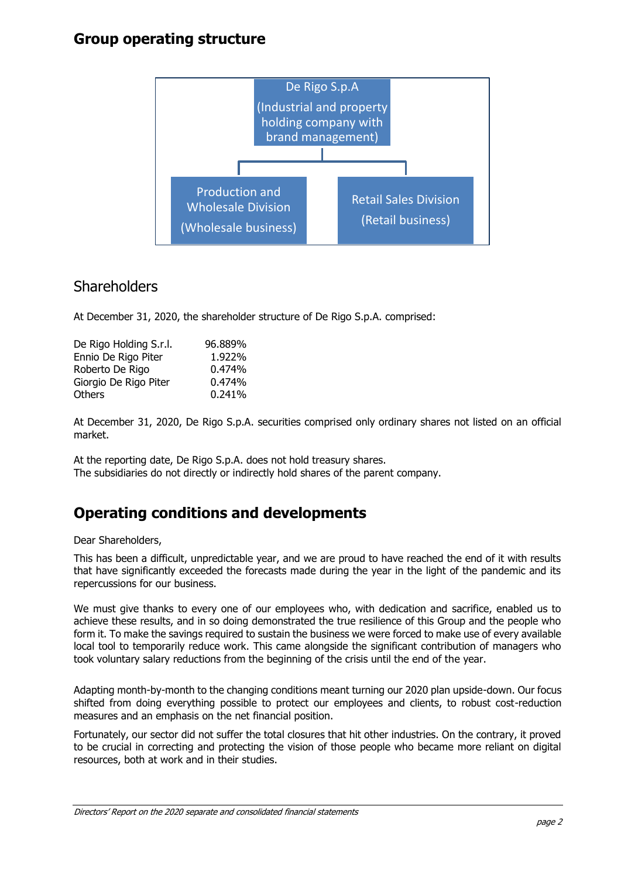# Group operating structure

De Rigo S.p.A
(Industrial and property holding company with brand management)

Production and Wholesale Division
(Wholesale business)

Retail Sales Division
(Retail business)

## Shareholders

At December 31, 2020, the shareholder structure of De Rigo S.p.A. comprised:

| | |
|---|---|
| De Rigo Holding S.r.l. | 96.889% |
| Ennio De Rigo Piter | 1.922% |
| Roberto De Rigo | 0.474% |
| Giorgio De Rigo Piter | 0.474% |
| Others | 0.241% |

At December 31, 2020, De Rigo S.p.A. securities comprised only ordinary shares not listed on an official market.

At the reporting date, De Rigo S.p.A. does not hold treasury shares.
The subsidiaries do not directly or indirectly hold shares of the parent company.

# Operating conditions and developments

Dear Shareholders,

This has been a difficult, unpredictable year, and we are proud to have reached the end of it with results that have significantly exceeded the forecasts made during the year in the light of the pandemic and its repercussions for our business.

We must give thanks to every one of our employees who, with dedication and sacrifice, enabled us to achieve these results, and in so doing demonstrated the true resilience of this Group and the people who form it. To make the savings required to sustain the business we were forced to make use of every available local tool to temporarily reduce work. This came alongside the significant contribution of managers who took voluntary salary reductions from the beginning of the crisis until the end of the year.

Adapting month-by-month to the changing conditions meant turning our 2020 plan upside-down. Our focus shifted from doing everything possible to protect our employees and clients, to robust cost-reduction measures and an emphasis on the net financial position.

Fortunately, our sector did not suffer the total closures that hit other industries. On the contrary, it proved to be crucial in correcting and protecting the vision of those people who became more reliant on digital resources, both at work and in their studies.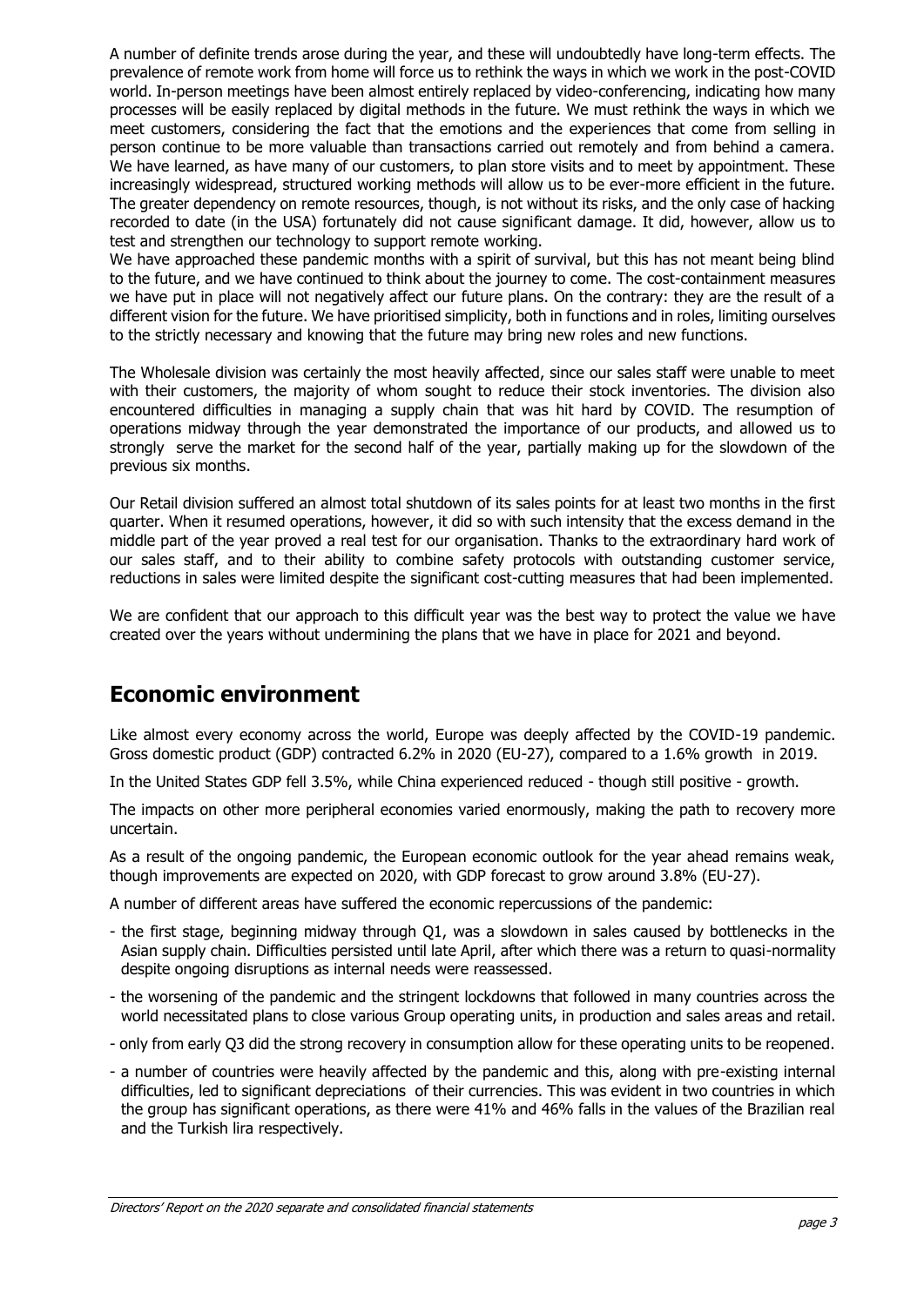A number of definite trends arose during the year, and these will undoubtedly have long-term effects. The prevalence of remote work from home will force us to rethink the ways in which we work in the post-COVID world. In-person meetings have been almost entirely replaced by video-conferencing, indicating how many processes will be easily replaced by digital methods in the future. We must rethink the ways in which we meet customers, considering the fact that the emotions and the experiences that come from selling in person continue to be more valuable than transactions carried out remotely and from behind a camera. We have learned, as have many of our customers, to plan store visits and to meet by appointment. These increasingly widespread, structured working methods will allow us to be ever-more efficient in the future. The greater dependency on remote resources, though, is not without its risks, and the only case of hacking recorded to date (in the USA) fortunately did not cause significant damage. It did, however, allow us to test and strengthen our technology to support remote working.

We have approached these pandemic months with a spirit of survival, but this has not meant being blind to the future, and we have continued to think about the journey to come. The cost-containment measures we have put in place will not negatively affect our future plans. On the contrary: they are the result of a different vision for the future. We have prioritised simplicity, both in functions and in roles, limiting ourselves to the strictly necessary and knowing that the future may bring new roles and new functions.

The Wholesale division was certainly the most heavily affected, since our sales staff were unable to meet with their customers, the majority of whom sought to reduce their stock inventories. The division also encountered difficulties in managing a supply chain that was hit hard by COVID. The resumption of operations midway through the year demonstrated the importance of our products, and allowed us to strongly serve the market for the second half of the year, partially making up for the slowdown of the previous six months.

Our Retail division suffered an almost total shutdown of its sales points for at least two months in the first quarter. When it resumed operations, however, it did so with such intensity that the excess demand in the middle part of the year proved a real test for our organisation. Thanks to the extraordinary hard work of our sales staff, and to their ability to combine safety protocols with outstanding customer service, reductions in sales were limited despite the significant cost-cutting measures that had been implemented.

We are confident that our approach to this difficult year was the best way to protect the value we have created over the years without undermining the plans that we have in place for 2021 and beyond.

## Economic environment

Like almost every economy across the world, Europe was deeply affected by the COVID-19 pandemic. Gross domestic product (GDP) contracted 6.2% in 2020 (EU-27), compared to a 1.6% growth in 2019.

In the United States GDP fell 3.5%, while China experienced reduced - though still positive - growth.

The impacts on other more peripheral economies varied enormously, making the path to recovery more uncertain.

As a result of the ongoing pandemic, the European economic outlook for the year ahead remains weak, though improvements are expected on 2020, with GDP forecast to grow around 3.8% (EU-27).

A number of different areas have suffered the economic repercussions of the pandemic:

- the first stage, beginning midway through Q1, was a slowdown in sales caused by bottlenecks in the Asian supply chain. Difficulties persisted until late April, after which there was a return to quasi-normality despite ongoing disruptions as internal needs were reassessed.
- the worsening of the pandemic and the stringent lockdowns that followed in many countries across the world necessitated plans to close various Group operating units, in production and sales areas and retail.
- only from early Q3 did the strong recovery in consumption allow for these operating units to be reopened.
- a number of countries were heavily affected by the pandemic and this, along with pre-existing internal difficulties, led to significant depreciations of their currencies. This was evident in two countries in which the group has significant operations, as there were 41% and 46% falls in the values of the Brazilian real and the Turkish lira respectively.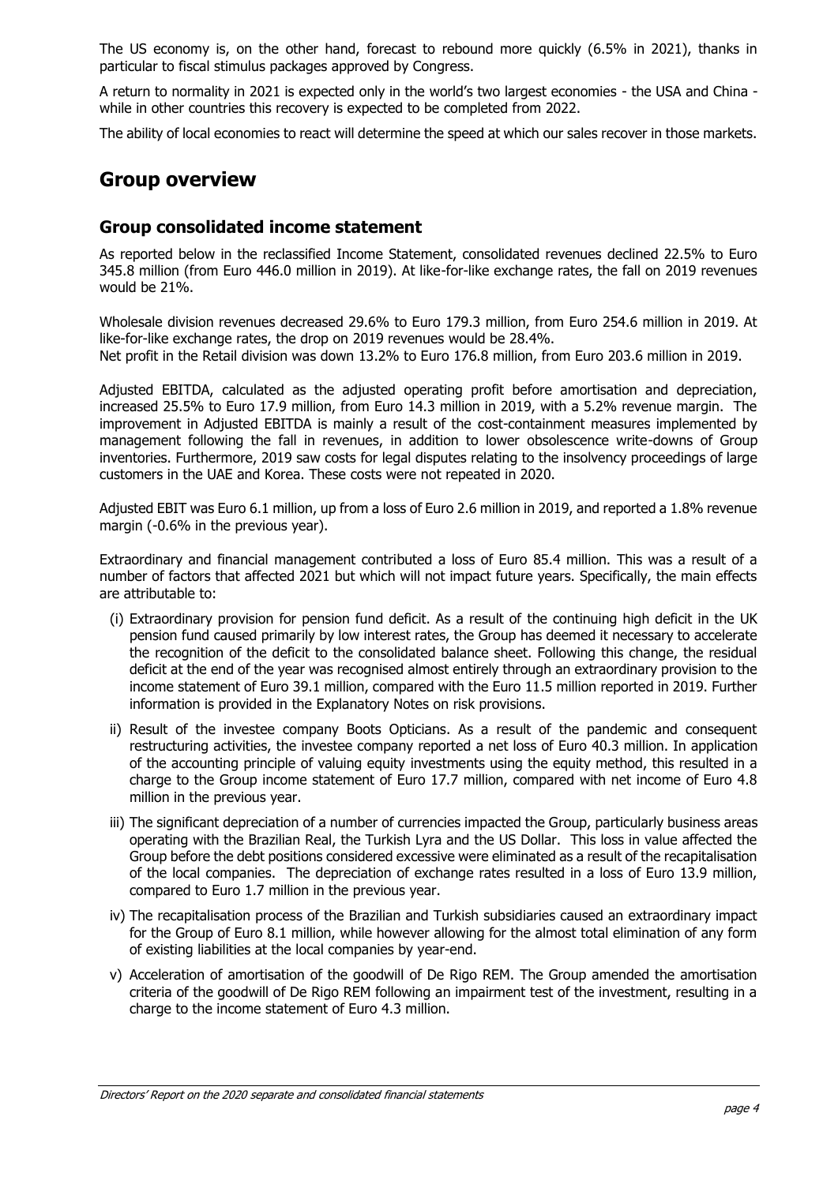The US economy is, on the other hand, forecast to rebound more quickly (6.5% in 2021), thanks in particular to fiscal stimulus packages approved by Congress.

A return to normality in 2021 is expected only in the world's two largest economies - the USA and China - while in other countries this recovery is expected to be completed from 2022.

The ability of local economies to react will determine the speed at which our sales recover in those markets.

# Group overview

## Group consolidated income statement

As reported below in the reclassified Income Statement, consolidated revenues declined 22.5% to Euro 345.8 million (from Euro 446.0 million in 2019). At like-for-like exchange rates, the fall on 2019 revenues would be 21%.

Wholesale division revenues decreased 29.6% to Euro 179.3 million, from Euro 254.6 million in 2019. At like-for-like exchange rates, the drop on 2019 revenues would be 28.4%.
Net profit in the Retail division was down 13.2% to Euro 176.8 million, from Euro 203.6 million in 2019.

Adjusted EBITDA, calculated as the adjusted operating profit before amortisation and depreciation, increased 25.5% to Euro 17.9 million, from Euro 14.3 million in 2019, with a 5.2% revenue margin. The improvement in Adjusted EBITDA is mainly a result of the cost-containment measures implemented by management following the fall in revenues, in addition to lower obsolescence write-downs of Group inventories. Furthermore, 2019 saw costs for legal disputes relating to the insolvency proceedings of large customers in the UAE and Korea. These costs were not repeated in 2020.

Adjusted EBIT was Euro 6.1 million, up from a loss of Euro 2.6 million in 2019, and reported a 1.8% revenue margin (-0.6% in the previous year).

Extraordinary and financial management contributed a loss of Euro 85.4 million. This was a result of a number of factors that affected 2021 but which will not impact future years. Specifically, the main effects are attributable to:

(i) Extraordinary provision for pension fund deficit. As a result of the continuing high deficit in the UK pension fund caused primarily by low interest rates, the Group has deemed it necessary to accelerate the recognition of the deficit to the consolidated balance sheet. Following this change, the residual deficit at the end of the year was recognised almost entirely through an extraordinary provision to the income statement of Euro 39.1 million, compared with the Euro 11.5 million reported in 2019. Further information is provided in the Explanatory Notes on risk provisions.

ii) Result of the investee company Boots Opticians. As a result of the pandemic and consequent restructuring activities, the investee company reported a net loss of Euro 40.3 million. In application of the accounting principle of valuing equity investments using the equity method, this resulted in a charge to the Group income statement of Euro 17.7 million, compared with net income of Euro 4.8 million in the previous year.

iii) The significant depreciation of a number of currencies impacted the Group, particularly business areas operating with the Brazilian Real, the Turkish Lyra and the US Dollar. This loss in value affected the Group before the debt positions considered excessive were eliminated as a result of the recapitalisation of the local companies. The depreciation of exchange rates resulted in a loss of Euro 13.9 million, compared to Euro 1.7 million in the previous year.

iv) The recapitalisation process of the Brazilian and Turkish subsidiaries caused an extraordinary impact for the Group of Euro 8.1 million, while however allowing for the almost total elimination of any form of existing liabilities at the local companies by year-end.

v) Acceleration of amortisation of the goodwill of De Rigo REM. The Group amended the amortisation criteria of the goodwill of De Rigo REM following an impairment test of the investment, resulting in a charge to the income statement of Euro 4.3 million.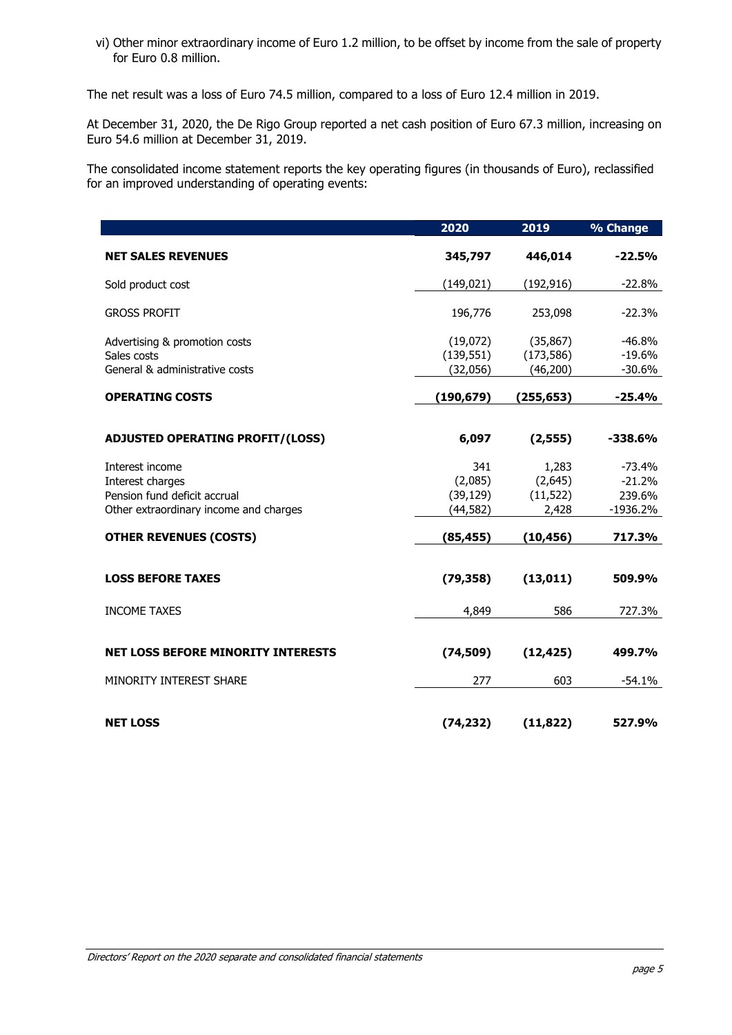vi) Other minor extraordinary income of Euro 1.2 million, to be offset by income from the sale of property for Euro 0.8 million.

The net result was a loss of Euro 74.5 million, compared to a loss of Euro 12.4 million in 2019.

At December 31, 2020, the De Rigo Group reported a net cash position of Euro 67.3 million, increasing on Euro 54.6 million at December 31, 2019.

The consolidated income statement reports the key operating figures (in thousands of Euro), reclassified for an improved understanding of operating events:

| | 2020 | 2019 | % Change |
|---|---|---|---|
| **NET SALES REVENUES** | **345,797** | **446,014** | **-22.5%** |
| Sold product cost | (149,021) | (192,916) | -22.8% |
| GROSS PROFIT | 196,776 | 253,098 | -22.3% |
| Advertising & promotion costs | (19,072) | (35,867) | -46.8% |
| Sales costs | (139,551) | (173,586) | -19.6% |
| General & administrative costs | (32,056) | (46,200) | -30.6% |
| **OPERATING COSTS** | **(190,679)** | **(255,653)** | **-25.4%** |
| **ADJUSTED OPERATING PROFIT/(LOSS)** | **6,097** | **(2,555)** | **-338.6%** |
| Interest income | 341 | 1,283 | -73.4% |
| Interest charges | (2,085) | (2,645) | -21.2% |
| Pension fund deficit accrual | (39,129) | (11,522) | 239.6% |
| Other extraordinary income and charges | (44,582) | 2,428 | -1936.2% |
| **OTHER REVENUES (COSTS)** | **(85,455)** | **(10,456)** | **717.3%** |
| **LOSS BEFORE TAXES** | **(79,358)** | **(13,011)** | **509.9%** |
| INCOME TAXES | 4,849 | 586 | 727.3% |
| **NET LOSS BEFORE MINORITY INTERESTS** | **(74,509)** | **(12,425)** | **499.7%** |
| MINORITY INTEREST SHARE | 277 | 603 | -54.1% |
| **NET LOSS** | **(74,232)** | **(11,822)** | **527.9%** |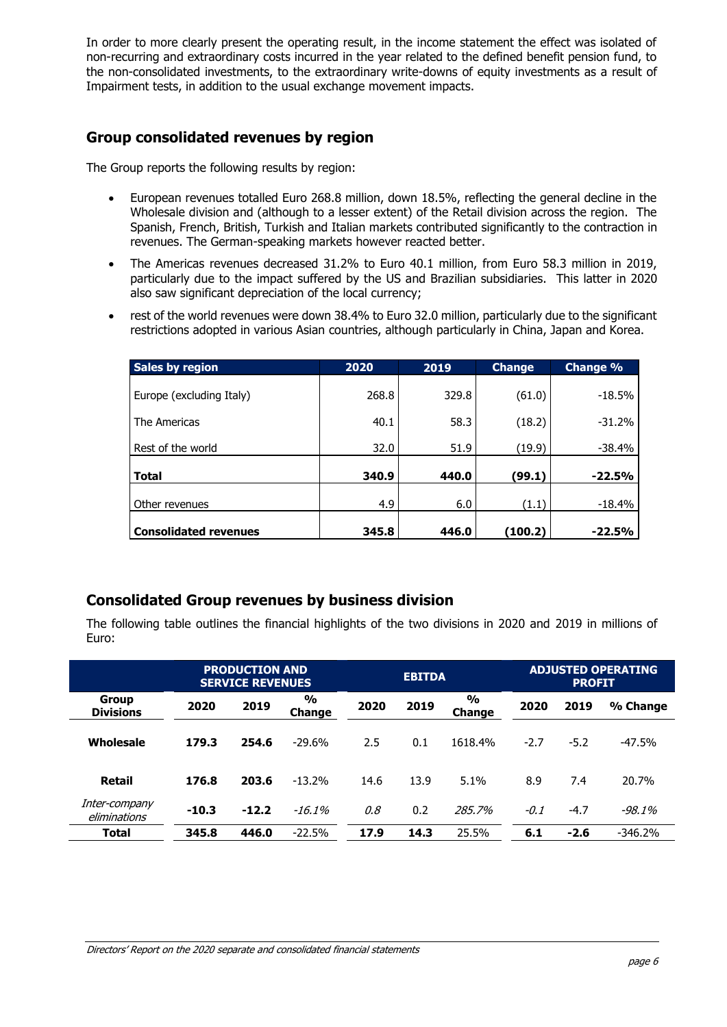In order to more clearly present the operating result, in the income statement the effect was isolated of non-recurring and extraordinary costs incurred in the year related to the defined benefit pension fund, to the non-consolidated investments, to the extraordinary write-downs of equity investments as a result of Impairment tests, in addition to the usual exchange movement impacts.

## Group consolidated revenues by region

The Group reports the following results by region:

- European revenues totalled Euro 268.8 million, down 18.5%, reflecting the general decline in the Wholesale division and (although to a lesser extent) of the Retail division across the region. The Spanish, French, British, Turkish and Italian markets contributed significantly to the contraction in revenues. The German-speaking markets however reacted better.
- The Americas revenues decreased 31.2% to Euro 40.1 million, from Euro 58.3 million in 2019, particularly due to the impact suffered by the US and Brazilian subsidiaries. This latter in 2020 also saw significant depreciation of the local currency;
- rest of the world revenues were down 38.4% to Euro 32.0 million, particularly due to the significant restrictions adopted in various Asian countries, although particularly in China, Japan and Korea.

| Sales by region | 2020 | 2019 | Change | Change % |
|---|---|---|---|---|
| Europe (excluding Italy) | 268.8 | 329.8 | (61.0) | -18.5% |
| The Americas | 40.1 | 58.3 | (18.2) | -31.2% |
| Rest of the world | 32.0 | 51.9 | (19.9) | -38.4% |
| **Total** | **340.9** | **440.0** | **(99.1)** | **-22.5%** |
| Other revenues | 4.9 | 6.0 | (1.1) | -18.4% |
| **Consolidated revenues** | **345.8** | **446.0** | **(100.2)** | **-22.5%** |

## Consolidated Group revenues by business division

The following table outlines the financial highlights of the two divisions in 2020 and 2019 in millions of Euro:

| | PRODUCTION AND SERVICE REVENUES | | | EBITDA | | | ADJUSTED OPERATING PROFIT | | |
|---|---|---|---|---|---|---|---|---|---|
| Group Divisions | 2020 | 2019 | % Change | 2020 | 2019 | % Change | 2020 | 2019 | % Change |
| **Wholesale** | **179.3** | **254.6** | -29.6% | 2.5 | 0.1 | 1618.4% | -2.7 | -5.2 | -47.5% |
| **Retail** | **176.8** | **203.6** | -13.2% | 14.6 | 13.9 | 5.1% | 8.9 | 7.4 | 20.7% |
| *Inter-company eliminations* | **-10.3** | **-12.2** | *-16.1%* | *0.8* | 0.2 | *285.7%* | *-0.1* | -4.7 | *-98.1%* |
| **Total** | **345.8** | **446.0** | -22.5% | **17.9** | **14.3** | 25.5% | **6.1** | **-2.6** | -346.2% |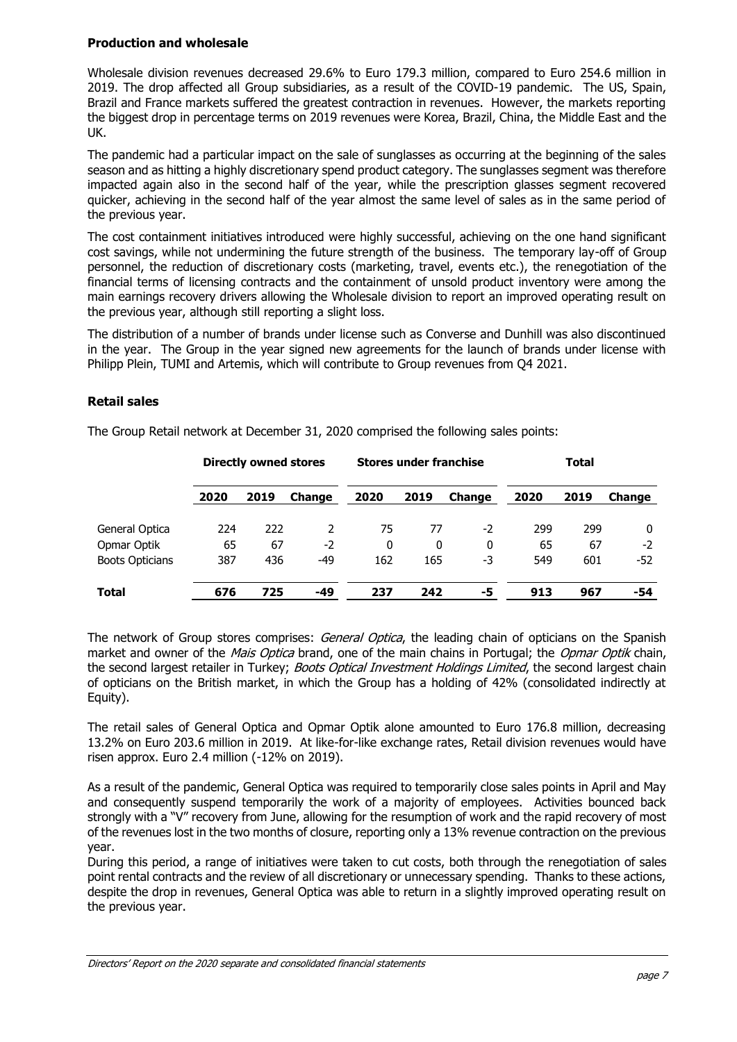### Production and wholesale

Wholesale division revenues decreased 29.6% to Euro 179.3 million, compared to Euro 254.6 million in 2019. The drop affected all Group subsidiaries, as a result of the COVID-19 pandemic. The US, Spain, Brazil and France markets suffered the greatest contraction in revenues. However, the markets reporting the biggest drop in percentage terms on 2019 revenues were Korea, Brazil, China, the Middle East and the UK.

The pandemic had a particular impact on the sale of sunglasses as occurring at the beginning of the sales season and as hitting a highly discretionary spend product category. The sunglasses segment was therefore impacted again also in the second half of the year, while the prescription glasses segment recovered quicker, achieving in the second half of the year almost the same level of sales as in the same period of the previous year.

The cost containment initiatives introduced were highly successful, achieving on the one hand significant cost savings, while not undermining the future strength of the business. The temporary lay-off of Group personnel, the reduction of discretionary costs (marketing, travel, events etc.), the renegotiation of the financial terms of licensing contracts and the containment of unsold product inventory were among the main earnings recovery drivers allowing the Wholesale division to report an improved operating result on the previous year, although still reporting a slight loss.

The distribution of a number of brands under license such as Converse and Dunhill was also discontinued in the year. The Group in the year signed new agreements for the launch of brands under license with Philipp Plein, TUMI and Artemis, which will contribute to Group revenues from Q4 2021.

### Retail sales

The Group Retail network at December 31, 2020 comprised the following sales points:

| | **Directly owned stores** | | | **Stores under franchise** | | | **Total** | | |
|---|---|---|---|---|---|---|---|---|---|
| | **2020** | **2019** | **Change** | **2020** | **2019** | **Change** | **2020** | **2019** | **Change** |
| General Optica | 224 | 222 | 2 | 75 | 77 | -2 | 299 | 299 | 0 |
| Opmar Optik | 65 | 67 | -2 | 0 | 0 | 0 | 65 | 67 | -2 |
| Boots Opticians | 387 | 436 | -49 | 162 | 165 | -3 | 549 | 601 | -52 |
| **Total** | **676** | **725** | **-49** | **237** | **242** | **-5** | **913** | **967** | **-54** |

The network of Group stores comprises: *General Optica*, the leading chain of opticians on the Spanish market and owner of the *Mais Optica* brand, one of the main chains in Portugal; the *Opmar Optik* chain, the second largest retailer in Turkey; *Boots Optical Investment Holdings Limited*, the second largest chain of opticians on the British market, in which the Group has a holding of 42% (consolidated indirectly at Equity).

The retail sales of General Optica and Opmar Optik alone amounted to Euro 176.8 million, decreasing 13.2% on Euro 203.6 million in 2019. At like-for-like exchange rates, Retail division revenues would have risen approx. Euro 2.4 million (-12% on 2019).

As a result of the pandemic, General Optica was required to temporarily close sales points in April and May and consequently suspend temporarily the work of a majority of employees. Activities bounced back strongly with a "V" recovery from June, allowing for the resumption of work and the rapid recovery of most of the revenues lost in the two months of closure, reporting only a 13% revenue contraction on the previous year.

During this period, a range of initiatives were taken to cut costs, both through the renegotiation of sales point rental contracts and the review of all discretionary or unnecessary spending. Thanks to these actions, despite the drop in revenues, General Optica was able to return in a slightly improved operating result on the previous year.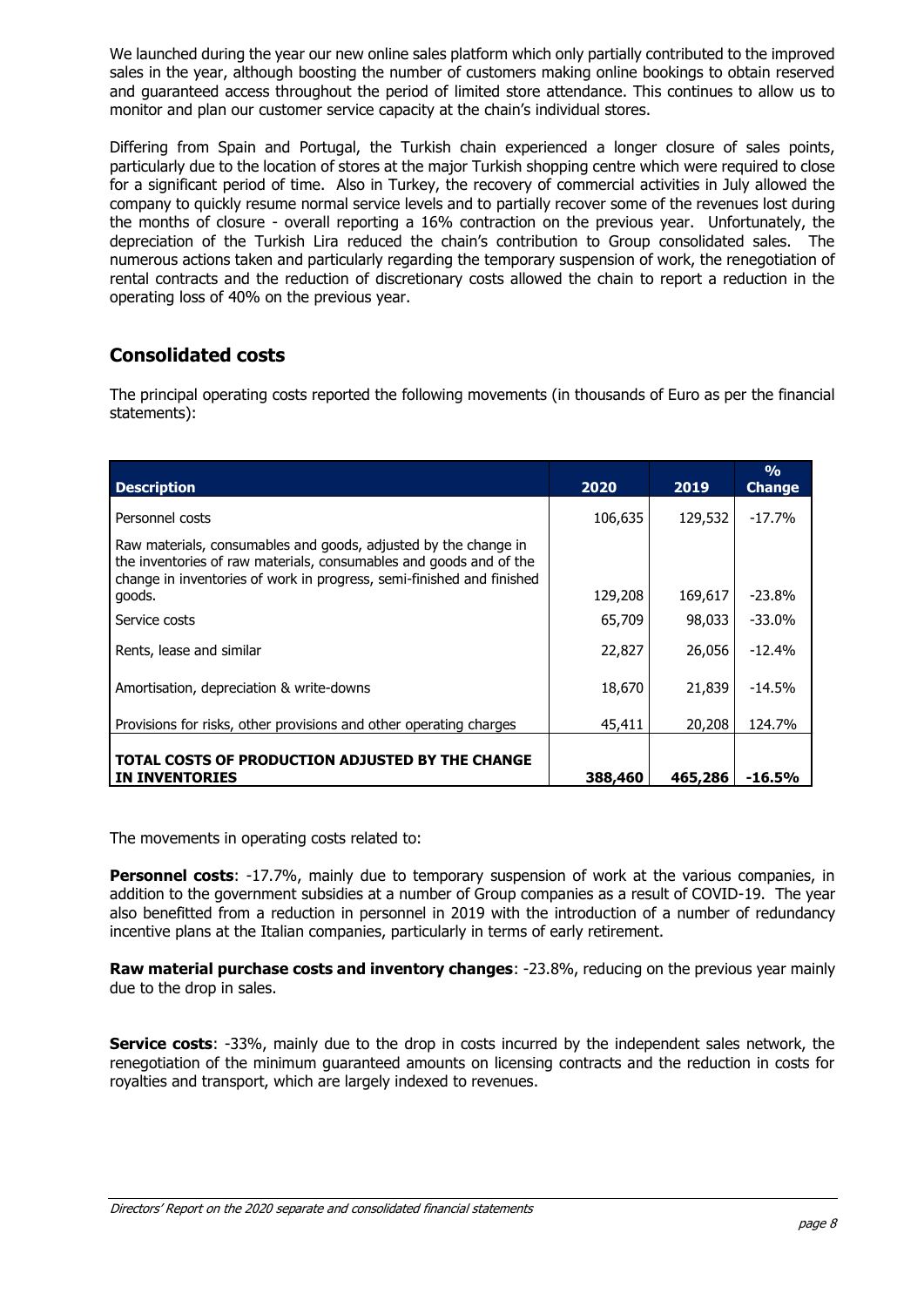We launched during the year our new online sales platform which only partially contributed to the improved sales in the year, although boosting the number of customers making online bookings to obtain reserved and guaranteed access throughout the period of limited store attendance. This continues to allow us to monitor and plan our customer service capacity at the chain's individual stores.

Differing from Spain and Portugal, the Turkish chain experienced a longer closure of sales points, particularly due to the location of stores at the major Turkish shopping centre which were required to close for a significant period of time. Also in Turkey, the recovery of commercial activities in July allowed the company to quickly resume normal service levels and to partially recover some of the revenues lost during the months of closure - overall reporting a 16% contraction on the previous year. Unfortunately, the depreciation of the Turkish Lira reduced the chain's contribution to Group consolidated sales. The numerous actions taken and particularly regarding the temporary suspension of work, the renegotiation of rental contracts and the reduction of discretionary costs allowed the chain to report a reduction in the operating loss of 40% on the previous year.

## Consolidated costs

The principal operating costs reported the following movements (in thousands of Euro as per the financial statements):

| Description | 2020 | 2019 | % Change |
|---|---|---|---|
| Personnel costs | 106,635 | 129,532 | -17.7% |
| Raw materials, consumables and goods, adjusted by the change in the inventories of raw materials, consumables and goods and of the change in inventories of work in progress, semi-finished and finished goods. | 129,208 | 169,617 | -23.8% |
| Service costs | 65,709 | 98,033 | -33.0% |
| Rents, lease and similar | 22,827 | 26,056 | -12.4% |
| Amortisation, depreciation & write-downs | 18,670 | 21,839 | -14.5% |
| Provisions for risks, other provisions and other operating charges | 45,411 | 20,208 | 124.7% |
| **TOTAL COSTS OF PRODUCTION ADJUSTED BY THE CHANGE IN INVENTORIES** | **388,460** | **465,286** | **-16.5%** |

The movements in operating costs related to:

**Personnel costs**: -17.7%, mainly due to temporary suspension of work at the various companies, in addition to the government subsidies at a number of Group companies as a result of COVID-19. The year also benefitted from a reduction in personnel in 2019 with the introduction of a number of redundancy incentive plans at the Italian companies, particularly in terms of early retirement.

**Raw material purchase costs and inventory changes**: -23.8%, reducing on the previous year mainly due to the drop in sales.

**Service costs**: -33%, mainly due to the drop in costs incurred by the independent sales network, the renegotiation of the minimum guaranteed amounts on licensing contracts and the reduction in costs for royalties and transport, which are largely indexed to revenues.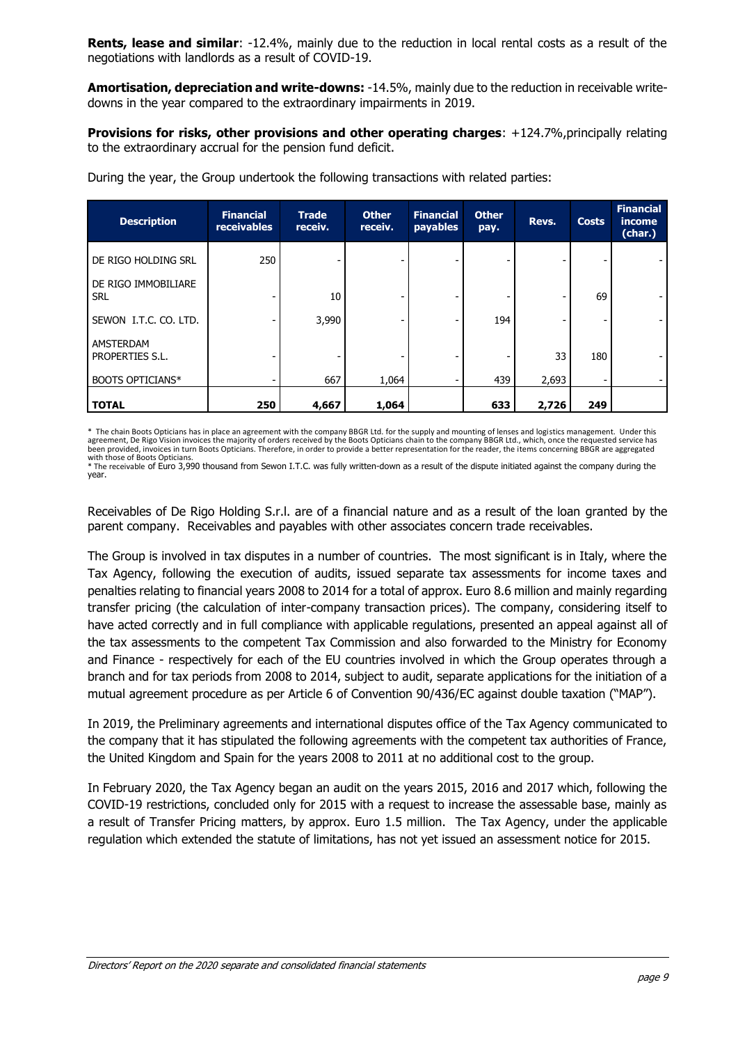**Rents, lease and similar**: -12.4%, mainly due to the reduction in local rental costs as a result of the negotiations with landlords as a result of COVID-19.

**Amortisation, depreciation and write-downs:** -14.5%, mainly due to the reduction in receivable write-downs in the year compared to the extraordinary impairments in 2019.

**Provisions for risks, other provisions and other operating charges**: +124.7%,principally relating to the extraordinary accrual for the pension fund deficit.

During the year, the Group undertook the following transactions with related parties:

| Description | Financial receivables | Trade receiv. | Other receiv. | Financial payables | Other pay. | Revs. | Costs | Financial income (char.) |
|---|---|---|---|---|---|---|---|---|
| DE RIGO HOLDING SRL | 250 | - | - | - | - | - | - | - |
| DE RIGO IMMOBILIARE SRL | - | 10 | - | - | - | - | 69 | - |
| SEWON I.T.C. CO. LTD. | - | 3,990 | - | - | 194 | - | - | - |
| AMSTERDAM PROPERTIES S.L. | - | - | - | - | - | 33 | 180 | - |
| BOOTS OPTICIANS* | - | 667 | 1,064 | - | 439 | 2,693 | - | - |
| **TOTAL** | **250** | **4,667** | **1,064** | | **633** | **2,726** | **249** | |

\* The chain Boots Opticians has in place an agreement with the company BBGR Ltd. for the supply and mounting of lenses and logistics management. Under this agreement, De Rigo Vision invoices the majority of orders received by the Boots Opticians chain to the company BBGR Ltd., which, once the requested service has been provided, invoices in turn Boots Opticians. Therefore, in order to provide a better representation for the reader, the items concerning BBGR are aggregated with those of Boots Opticians.

\* The receivable of Euro 3,990 thousand from Sewon I.T.C. was fully written-down as a result of the dispute initiated against the company during the year.

Receivables of De Rigo Holding S.r.l. are of a financial nature and as a result of the loan granted by the parent company. Receivables and payables with other associates concern trade receivables.

The Group is involved in tax disputes in a number of countries. The most significant is in Italy, where the Tax Agency, following the execution of audits, issued separate tax assessments for income taxes and penalties relating to financial years 2008 to 2014 for a total of approx. Euro 8.6 million and mainly regarding transfer pricing (the calculation of inter-company transaction prices). The company, considering itself to have acted correctly and in full compliance with applicable regulations, presented an appeal against all of the tax assessments to the competent Tax Commission and also forwarded to the Ministry for Economy and Finance - respectively for each of the EU countries involved in which the Group operates through a branch and for tax periods from 2008 to 2014, subject to audit, separate applications for the initiation of a mutual agreement procedure as per Article 6 of Convention 90/436/EC against double taxation ("MAP").

In 2019, the Preliminary agreements and international disputes office of the Tax Agency communicated to the company that it has stipulated the following agreements with the competent tax authorities of France, the United Kingdom and Spain for the years 2008 to 2011 at no additional cost to the group.

In February 2020, the Tax Agency began an audit on the years 2015, 2016 and 2017 which, following the COVID-19 restrictions, concluded only for 2015 with a request to increase the assessable base, mainly as a result of Transfer Pricing matters, by approx. Euro 1.5 million. The Tax Agency, under the applicable regulation which extended the statute of limitations, has not yet issued an assessment notice for 2015.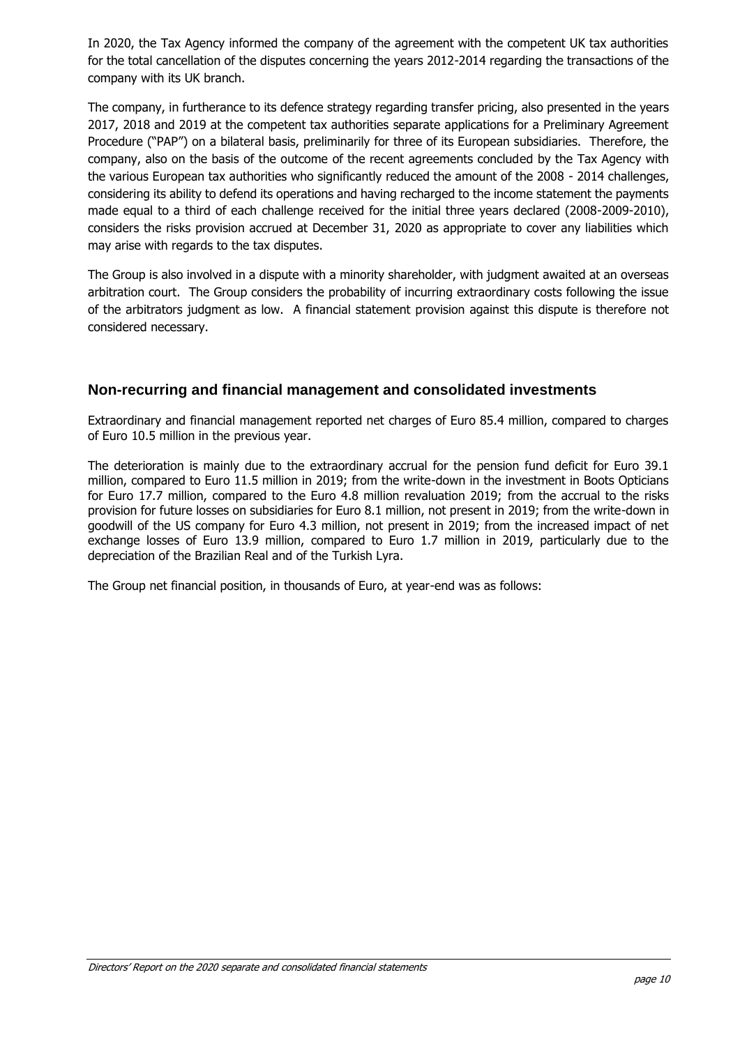In 2020, the Tax Agency informed the company of the agreement with the competent UK tax authorities for the total cancellation of the disputes concerning the years 2012-2014 regarding the transactions of the company with its UK branch.

The company, in furtherance to its defence strategy regarding transfer pricing, also presented in the years 2017, 2018 and 2019 at the competent tax authorities separate applications for a Preliminary Agreement Procedure ("PAP") on a bilateral basis, preliminarily for three of its European subsidiaries. Therefore, the company, also on the basis of the outcome of the recent agreements concluded by the Tax Agency with the various European tax authorities who significantly reduced the amount of the 2008 - 2014 challenges, considering its ability to defend its operations and having recharged to the income statement the payments made equal to a third of each challenge received for the initial three years declared (2008-2009-2010), considers the risks provision accrued at December 31, 2020 as appropriate to cover any liabilities which may arise with regards to the tax disputes.

The Group is also involved in a dispute with a minority shareholder, with judgment awaited at an overseas arbitration court. The Group considers the probability of incurring extraordinary costs following the issue of the arbitrators judgment as low. A financial statement provision against this dispute is therefore not considered necessary.

## Non-recurring and financial management and consolidated investments

Extraordinary and financial management reported net charges of Euro 85.4 million, compared to charges of Euro 10.5 million in the previous year.

The deterioration is mainly due to the extraordinary accrual for the pension fund deficit for Euro 39.1 million, compared to Euro 11.5 million in 2019; from the write-down in the investment in Boots Opticians for Euro 17.7 million, compared to the Euro 4.8 million revaluation 2019; from the accrual to the risks provision for future losses on subsidiaries for Euro 8.1 million, not present in 2019; from the write-down in goodwill of the US company for Euro 4.3 million, not present in 2019; from the increased impact of net exchange losses of Euro 13.9 million, compared to Euro 1.7 million in 2019, particularly due to the depreciation of the Brazilian Real and of the Turkish Lyra.

The Group net financial position, in thousands of Euro, at year-end was as follows: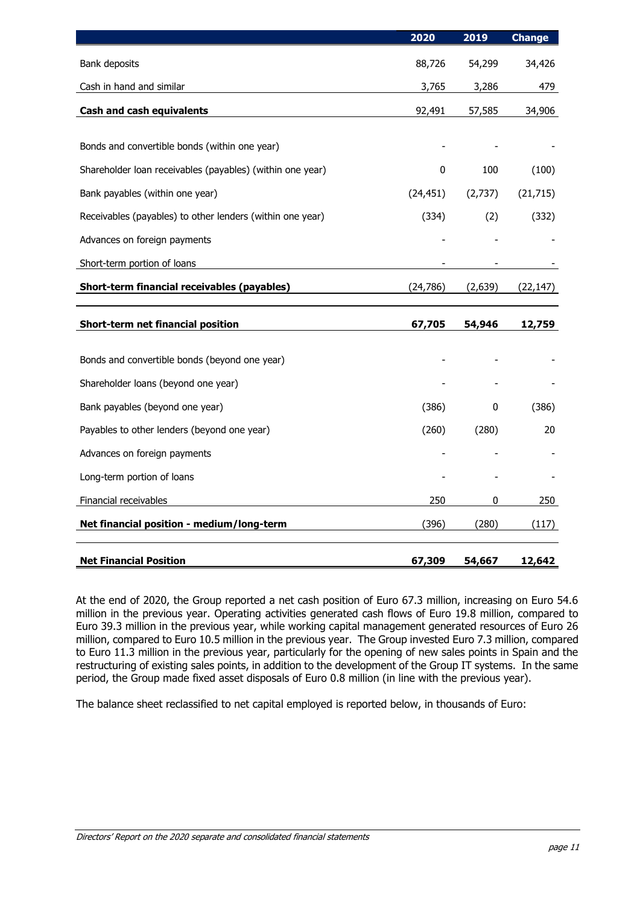| | 2020 | 2019 | Change |
|---|---|---|---|
| Bank deposits | 88,726 | 54,299 | 34,426 |
| Cash in hand and similar | 3,765 | 3,286 | 479 |
| **Cash and cash equivalents** | 92,491 | 57,585 | 34,906 |
| | | | |
| Bonds and convertible bonds (within one year) | - | - | - |
| Shareholder loan receivables (payables) (within one year) | 0 | 100 | (100) |
| Bank payables (within one year) | (24,451) | (2,737) | (21,715) |
| Receivables (payables) to other lenders (within one year) | (334) | (2) | (332) |
| Advances on foreign payments | - | - | - |
| Short-term portion of loans | - | - | - |
| **Short-term financial receivables (payables)** | (24,786) | (2,639) | (22,147) |
| | | | |
| **Short-term net financial position** | **67,705** | **54,946** | **12,759** |
| | | | |
| Bonds and convertible bonds (beyond one year) | - | - | - |
| Shareholder loans (beyond one year) | - | - | - |
| Bank payables (beyond one year) | (386) | 0 | (386) |
| Payables to other lenders (beyond one year) | (260) | (280) | 20 |
| Advances on foreign payments | - | - | - |
| Long-term portion of loans | - | - | - |
| Financial receivables | 250 | 0 | 250 |
| **Net financial position - medium/long-term** | (396) | (280) | (117) |
| | | | |
| **Net Financial Position** | **67,309** | **54,667** | **12,642** |

At the end of 2020, the Group reported a net cash position of Euro 67.3 million, increasing on Euro 54.6 million in the previous year. Operating activities generated cash flows of Euro 19.8 million, compared to Euro 39.3 million in the previous year, while working capital management generated resources of Euro 26 million, compared to Euro 10.5 million in the previous year. The Group invested Euro 7.3 million, compared to Euro 11.3 million in the previous year, particularly for the opening of new sales points in Spain and the restructuring of existing sales points, in addition to the development of the Group IT systems. In the same period, the Group made fixed asset disposals of Euro 0.8 million (in line with the previous year).

The balance sheet reclassified to net capital employed is reported below, in thousands of Euro: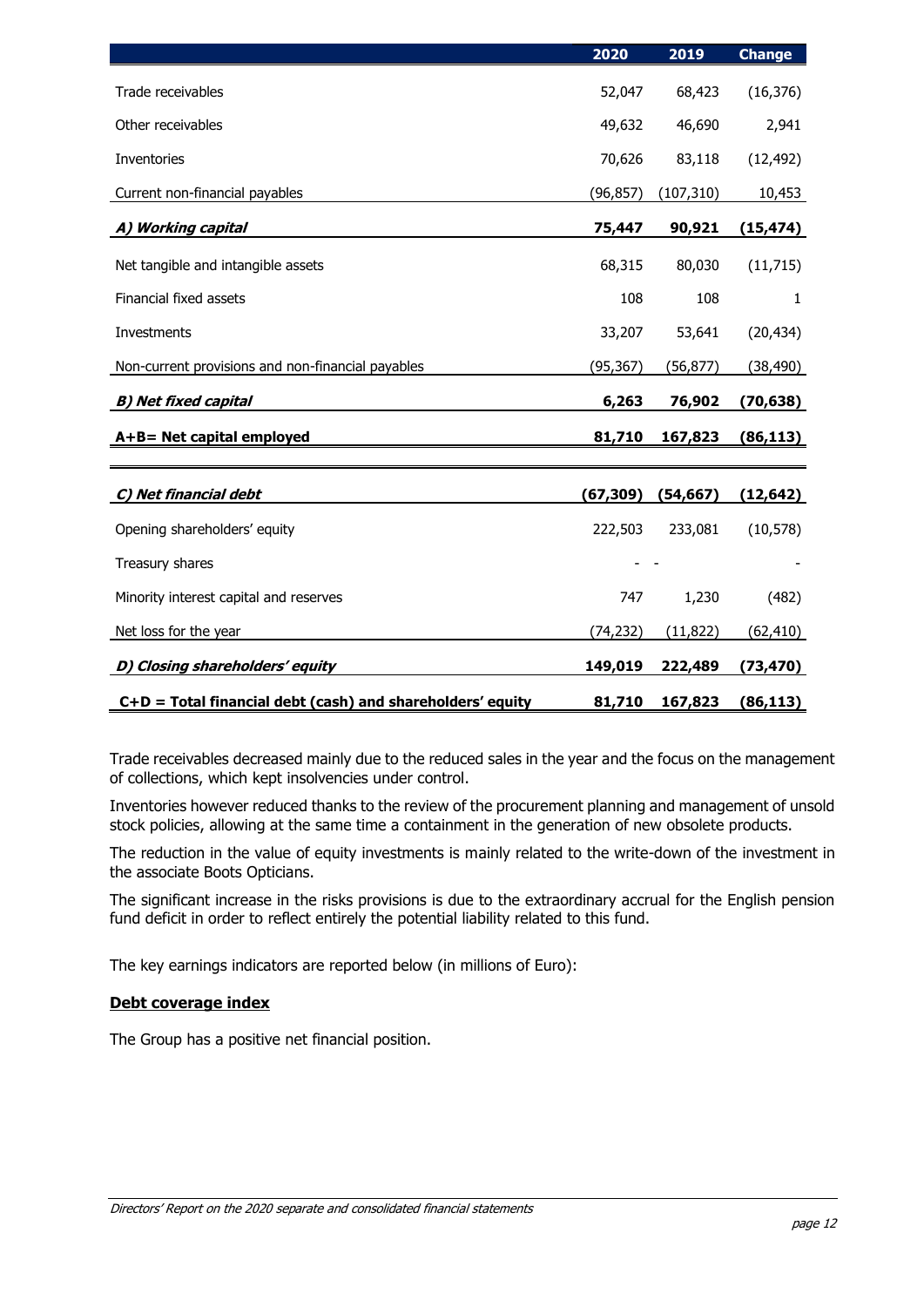| | 2020 | 2019 | Change |
|---|---|---|---|
| Trade receivables | 52,047 | 68,423 | (16,376) |
| Other receivables | 49,632 | 46,690 | 2,941 |
| Inventories | 70,626 | 83,118 | (12,492) |
| Current non-financial payables | (96,857) | (107,310) | 10,453 |
| ***A) Working capital*** | **75,447** | **90,921** | **(15,474)** |
| Net tangible and intangible assets | 68,315 | 80,030 | (11,715) |
| Financial fixed assets | 108 | 108 | 1 |
| Investments | 33,207 | 53,641 | (20,434) |
| Non-current provisions and non-financial payables | (95,367) | (56,877) | (38,490) |
| ***B) Net fixed capital*** | **6,263** | **76,902** | **(70,638)** |
| **A+B= Net capital employed** | **81,710** | **167,823** | **(86,113)** |
| ***C) Net financial debt*** | **(67,309)** | **(54,667)** | **(12,642)** |
| Opening shareholders' equity | 222,503 | 233,081 | (10,578) |
| Treasury shares | - | - | - |
| Minority interest capital and reserves | 747 | 1,230 | (482) |
| Net loss for the year | (74,232) | (11,822) | (62,410) |
| ***D) Closing shareholders' equity*** | **149,019** | **222,489** | **(73,470)** |
| **C+D = Total financial debt (cash) and shareholders' equity** | **81,710** | **167,823** | **(86,113)** |

Trade receivables decreased mainly due to the reduced sales in the year and the focus on the management of collections, which kept insolvencies under control.

Inventories however reduced thanks to the review of the procurement planning and management of unsold stock policies, allowing at the same time a containment in the generation of new obsolete products.

The reduction in the value of equity investments is mainly related to the write-down of the investment in the associate Boots Opticians.

The significant increase in the risks provisions is due to the extraordinary accrual for the English pension fund deficit in order to reflect entirely the potential liability related to this fund.

The key earnings indicators are reported below (in millions of Euro):

**Debt coverage index**

The Group has a positive net financial position.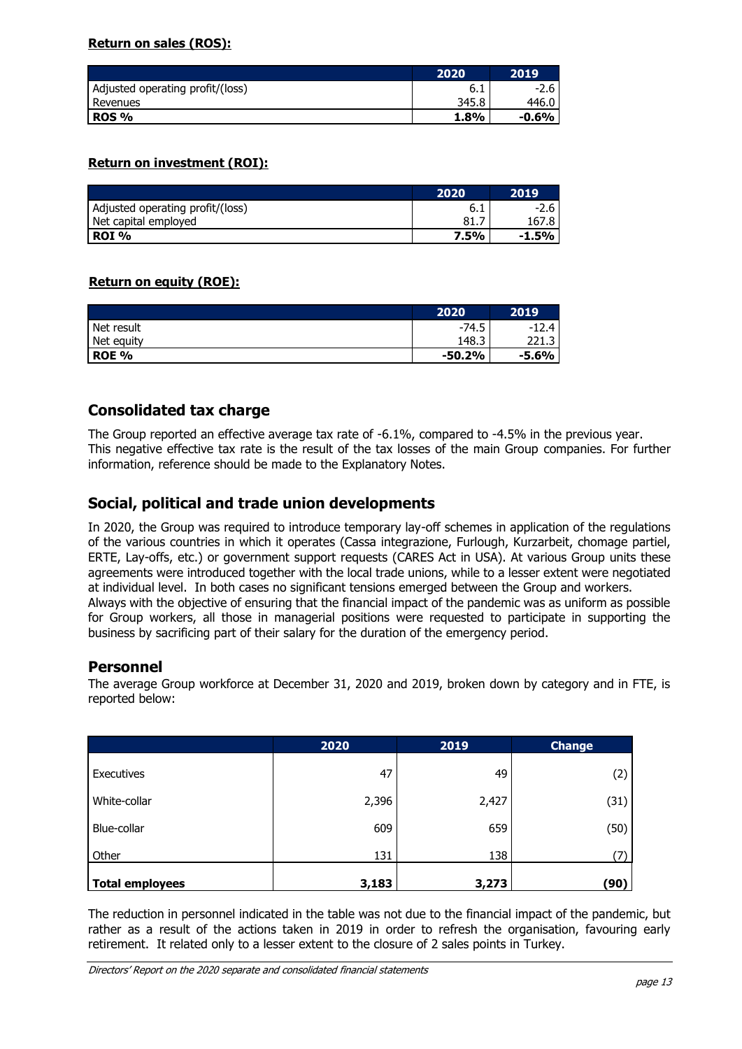**Return on sales (ROS):**

| | 2020 | 2019 |
|---|---|---|
| Adjusted operating profit/(loss) | 6.1 | -2.6 |
| Revenues | 345.8 | 446.0 |
| **ROS %** | **1.8%** | **-0.6%** |

**Return on investment (ROI):**

| | 2020 | 2019 |
|---|---|---|
| Adjusted operating profit/(loss) | 6.1 | -2.6 |
| Net capital employed | 81.7 | 167.8 |
| **ROI %** | **7.5%** | **-1.5%** |

**Return on equity (ROE):**

| | 2020 | 2019 |
|---|---|---|
| Net result | -74.5 | -12.4 |
| Net equity | 148.3 | 221.3 |
| **ROE %** | **-50.2%** | **-5.6%** |

## Consolidated tax charge

The Group reported an effective average tax rate of -6.1%, compared to -4.5% in the previous year. This negative effective tax rate is the result of the tax losses of the main Group companies. For further information, reference should be made to the Explanatory Notes.

## Social, political and trade union developments

In 2020, the Group was required to introduce temporary lay-off schemes in application of the regulations of the various countries in which it operates (Cassa integrazione, Furlough, Kurzarbeit, chomage partiel, ERTE, Lay-offs, etc.) or government support requests (CARES Act in USA). At various Group units these agreements were introduced together with the local trade unions, while to a lesser extent were negotiated at individual level. In both cases no significant tensions emerged between the Group and workers.
Always with the objective of ensuring that the financial impact of the pandemic was as uniform as possible for Group workers, all those in managerial positions were requested to participate in supporting the business by sacrificing part of their salary for the duration of the emergency period.

## Personnel

The average Group workforce at December 31, 2020 and 2019, broken down by category and in FTE, is reported below:

| | 2020 | 2019 | Change |
|---|---|---|---|
| Executives | 47 | 49 | (2) |
| White-collar | 2,396 | 2,427 | (31) |
| Blue-collar | 609 | 659 | (50) |
| Other | 131 | 138 | (7) |
| **Total employees** | **3,183** | **3,273** | **(90)** |

The reduction in personnel indicated in the table was not due to the financial impact of the pandemic, but rather as a result of the actions taken in 2019 in order to refresh the organisation, favouring early retirement. It related only to a lesser extent to the closure of 2 sales points in Turkey.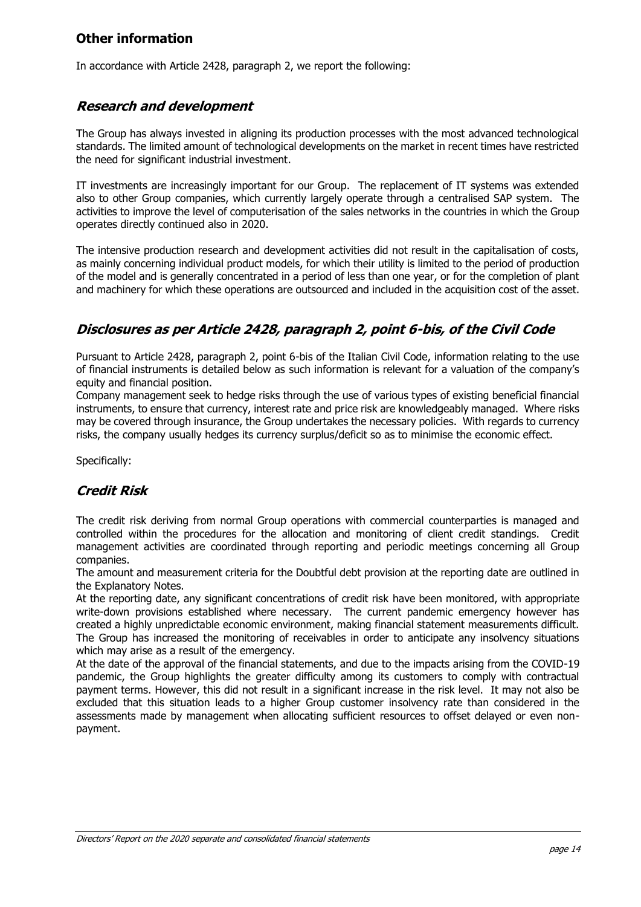## Other information

In accordance with Article 2428, paragraph 2, we report the following:

### *Research and development*

The Group has always invested in aligning its production processes with the most advanced technological standards. The limited amount of technological developments on the market in recent times have restricted the need for significant industrial investment.

IT investments are increasingly important for our Group. The replacement of IT systems was extended also to other Group companies, which currently largely operate through a centralised SAP system. The activities to improve the level of computerisation of the sales networks in the countries in which the Group operates directly continued also in 2020.

The intensive production research and development activities did not result in the capitalisation of costs, as mainly concerning individual product models, for which their utility is limited to the period of production of the model and is generally concentrated in a period of less than one year, or for the completion of plant and machinery for which these operations are outsourced and included in the acquisition cost of the asset.

### *Disclosures as per Article 2428, paragraph 2, point 6-bis, of the Civil Code*

Pursuant to Article 2428, paragraph 2, point 6-bis of the Italian Civil Code, information relating to the use of financial instruments is detailed below as such information is relevant for a valuation of the company's equity and financial position.
Company management seek to hedge risks through the use of various types of existing beneficial financial instruments, to ensure that currency, interest rate and price risk are knowledgeably managed. Where risks may be covered through insurance, the Group undertakes the necessary policies. With regards to currency risks, the company usually hedges its currency surplus/deficit so as to minimise the economic effect.

Specifically:

### *Credit Risk*

The credit risk deriving from normal Group operations with commercial counterparties is managed and controlled within the procedures for the allocation and monitoring of client credit standings. Credit management activities are coordinated through reporting and periodic meetings concerning all Group companies.
The amount and measurement criteria for the Doubtful debt provision at the reporting date are outlined in the Explanatory Notes.
At the reporting date, any significant concentrations of credit risk have been monitored, with appropriate write-down provisions established where necessary. The current pandemic emergency however has created a highly unpredictable economic environment, making financial statement measurements difficult. The Group has increased the monitoring of receivables in order to anticipate any insolvency situations which may arise as a result of the emergency.
At the date of the approval of the financial statements, and due to the impacts arising from the COVID-19 pandemic, the Group highlights the greater difficulty among its customers to comply with contractual payment terms. However, this did not result in a significant increase in the risk level. It may not also be excluded that this situation leads to a higher Group customer insolvency rate than considered in the assessments made by management when allocating sufficient resources to offset delayed or even non-payment.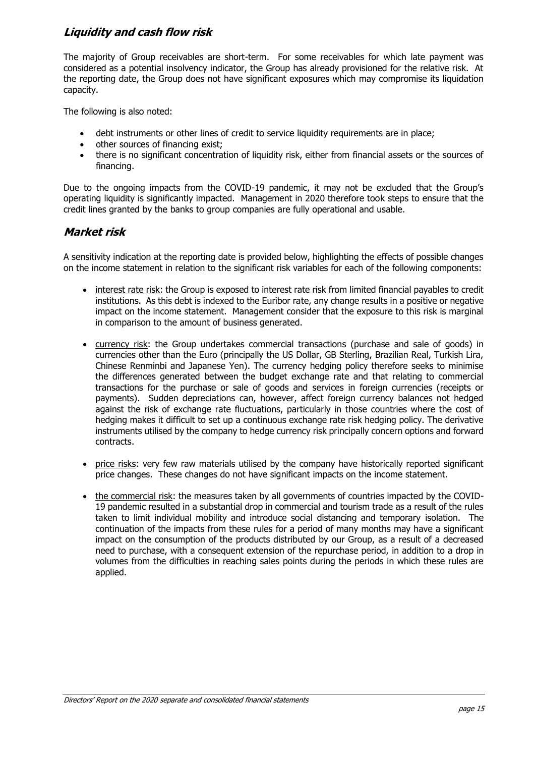## ***Liquidity and cash flow risk***

The majority of Group receivables are short-term. For some receivables for which late payment was considered as a potential insolvency indicator, the Group has already provisioned for the relative risk. At the reporting date, the Group does not have significant exposures which may compromise its liquidation capacity.

The following is also noted:

- debt instruments or other lines of credit to service liquidity requirements are in place;
- other sources of financing exist;
- there is no significant concentration of liquidity risk, either from financial assets or the sources of financing.

Due to the ongoing impacts from the COVID-19 pandemic, it may not be excluded that the Group's operating liquidity is significantly impacted. Management in 2020 therefore took steps to ensure that the credit lines granted by the banks to group companies are fully operational and usable.

## ***Market risk***

A sensitivity indication at the reporting date is provided below, highlighting the effects of possible changes on the income statement in relation to the significant risk variables for each of the following components:

- <u>interest rate risk</u>: the Group is exposed to interest rate risk from limited financial payables to credit institutions. As this debt is indexed to the Euribor rate, any change results in a positive or negative impact on the income statement. Management consider that the exposure to this risk is marginal in comparison to the amount of business generated.

- <u>currency risk</u>: the Group undertakes commercial transactions (purchase and sale of goods) in currencies other than the Euro (principally the US Dollar, GB Sterling, Brazilian Real, Turkish Lira, Chinese Renminbi and Japanese Yen). The currency hedging policy therefore seeks to minimise the differences generated between the budget exchange rate and that relating to commercial transactions for the purchase or sale of goods and services in foreign currencies (receipts or payments). Sudden depreciations can, however, affect foreign currency balances not hedged against the risk of exchange rate fluctuations, particularly in those countries where the cost of hedging makes it difficult to set up a continuous exchange rate risk hedging policy. The derivative instruments utilised by the company to hedge currency risk principally concern options and forward contracts.

- <u>price risks</u>: very few raw materials utilised by the company have historically reported significant price changes. These changes do not have significant impacts on the income statement.

- <u>the commercial risk</u>: the measures taken by all governments of countries impacted by the COVID-19 pandemic resulted in a substantial drop in commercial and tourism trade as a result of the rules taken to limit individual mobility and introduce social distancing and temporary isolation. The continuation of the impacts from these rules for a period of many months may have a significant impact on the consumption of the products distributed by our Group, as a result of a decreased need to purchase, with a consequent extension of the repurchase period, in addition to a drop in volumes from the difficulties in reaching sales points during the periods in which these rules are applied.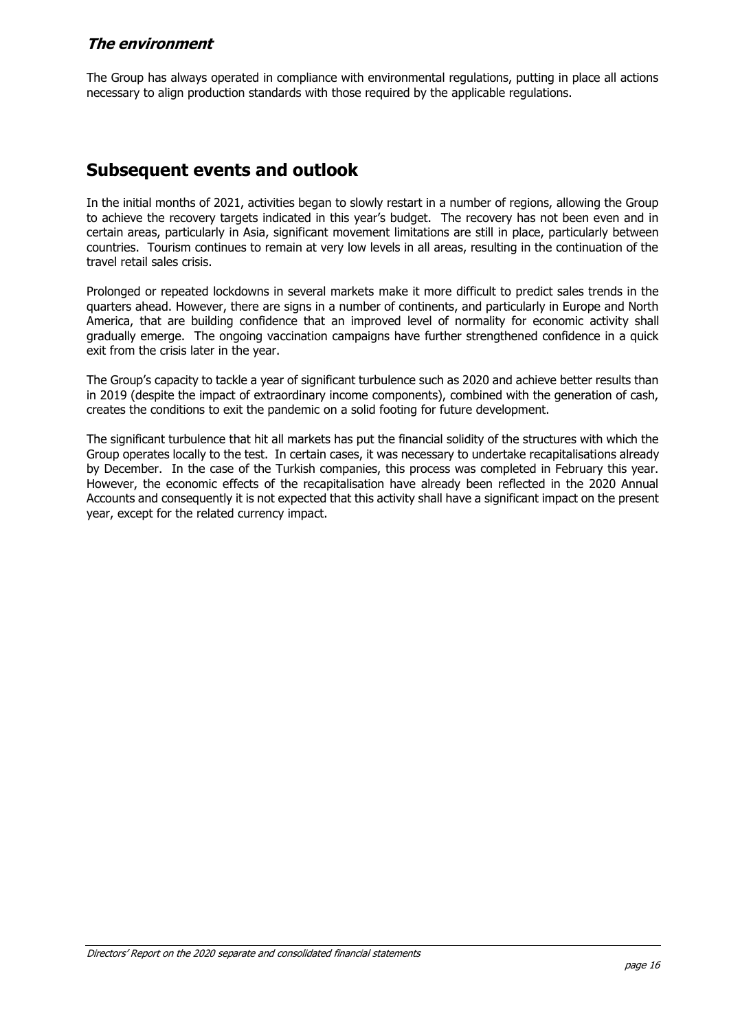### ***The environment***

The Group has always operated in compliance with environmental regulations, putting in place all actions necessary to align production standards with those required by the applicable regulations.

## Subsequent events and outlook

In the initial months of 2021, activities began to slowly restart in a number of regions, allowing the Group to achieve the recovery targets indicated in this year's budget. The recovery has not been even and in certain areas, particularly in Asia, significant movement limitations are still in place, particularly between countries. Tourism continues to remain at very low levels in all areas, resulting in the continuation of the travel retail sales crisis.

Prolonged or repeated lockdowns in several markets make it more difficult to predict sales trends in the quarters ahead. However, there are signs in a number of continents, and particularly in Europe and North America, that are building confidence that an improved level of normality for economic activity shall gradually emerge. The ongoing vaccination campaigns have further strengthened confidence in a quick exit from the crisis later in the year.

The Group's capacity to tackle a year of significant turbulence such as 2020 and achieve better results than in 2019 (despite the impact of extraordinary income components), combined with the generation of cash, creates the conditions to exit the pandemic on a solid footing for future development.

The significant turbulence that hit all markets has put the financial solidity of the structures with which the Group operates locally to the test. In certain cases, it was necessary to undertake recapitalisations already by December. In the case of the Turkish companies, this process was completed in February this year. However, the economic effects of the recapitalisation have already been reflected in the 2020 Annual Accounts and consequently it is not expected that this activity shall have a significant impact on the present year, except for the related currency impact.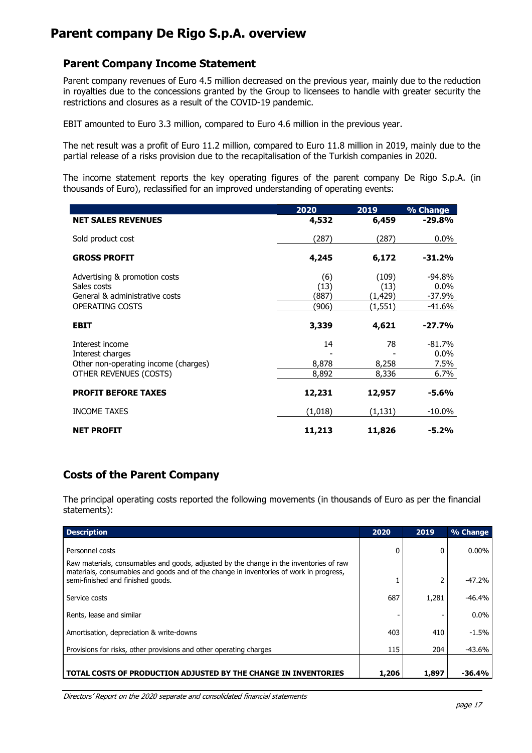# Parent company De Rigo S.p.A. overview

## Parent Company Income Statement

Parent company revenues of Euro 4.5 million decreased on the previous year, mainly due to the reduction in royalties due to the concessions granted by the Group to licensees to handle with greater security the restrictions and closures as a result of the COVID-19 pandemic.

EBIT amounted to Euro 3.3 million, compared to Euro 4.6 million in the previous year.

The net result was a profit of Euro 11.2 million, compared to Euro 11.8 million in 2019, mainly due to the partial release of a risks provision due to the recapitalisation of the Turkish companies in 2020.

The income statement reports the key operating figures of the parent company De Rigo S.p.A. (in thousands of Euro), reclassified for an improved understanding of operating events:

| | 2020 | 2019 | % Change |
|---|---|---|---|
| **NET SALES REVENUES** | **4,532** | **6,459** | **-29.8%** |
| Sold product cost | (287) | (287) | 0.0% |
| **GROSS PROFIT** | **4,245** | **6,172** | **-31.2%** |
| Advertising & promotion costs | (6) | (109) | -94.8% |
| Sales costs | (13) | (13) | 0.0% |
| General & administrative costs | (887) | (1,429) | -37.9% |
| OPERATING COSTS | (906) | (1,551) | -41.6% |
| **EBIT** | **3,339** | **4,621** | **-27.7%** |
| Interest income | 14 | 78 | -81.7% |
| Interest charges | - | - | 0.0% |
| Other non-operating income (charges) | 8,878 | 8,258 | 7.5% |
| OTHER REVENUES (COSTS) | 8,892 | 8,336 | 6.7% |
| **PROFIT BEFORE TAXES** | **12,231** | **12,957** | **-5.6%** |
| INCOME TAXES | (1,018) | (1,131) | -10.0% |
| **NET PROFIT** | **11,213** | **11,826** | **-5.2%** |

## Costs of the Parent Company

The principal operating costs reported the following movements (in thousands of Euro as per the financial statements):

| Description | 2020 | 2019 | % Change |
|---|---|---|---|
| Personnel costs | 0 | 0 | 0.00% |
| Raw materials, consumables and goods, adjusted by the change in the inventories of raw materials, consumables and goods and of the change in inventories of work in progress, semi-finished and finished goods. | 1 | 2 | -47.2% |
| Service costs | 687 | 1,281 | -46.4% |
| Rents, lease and similar | - | - | 0.0% |
| Amortisation, depreciation & write-downs | 403 | 410 | -1.5% |
| Provisions for risks, other provisions and other operating charges | 115 | 204 | -43.6% |
| **TOTAL COSTS OF PRODUCTION ADJUSTED BY THE CHANGE IN INVENTORIES** | **1,206** | **1,897** | **-36.4%** |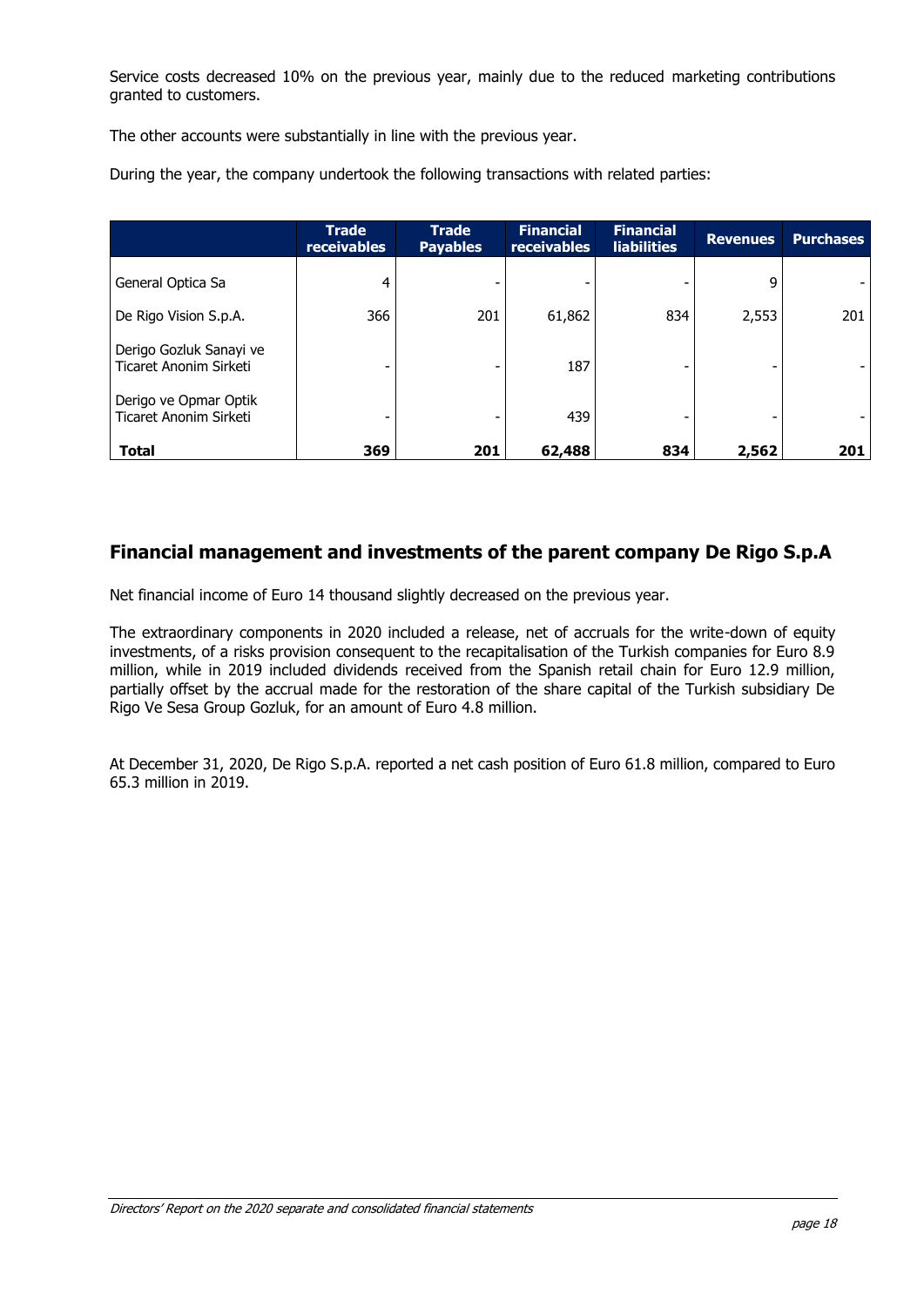Service costs decreased 10% on the previous year, mainly due to the reduced marketing contributions granted to customers.

The other accounts were substantially in line with the previous year.

During the year, the company undertook the following transactions with related parties:

| | Trade receivables | Trade Payables | Financial receivables | Financial liabilities | Revenues | Purchases |
|---|---|---|---|---|---|---|
| General Optica Sa | 4 | - | - | - | 9 | - |
| De Rigo Vision S.p.A. | 366 | 201 | 61,862 | 834 | 2,553 | 201 |
| Derigo Gozluk Sanayi ve Ticaret Anonim Sirketi | - | - | 187 | - | - | - |
| Derigo ve Opmar Optik Ticaret Anonim Sirketi | - | - | 439 | - | - | - |
| **Total** | **369** | **201** | **62,488** | **834** | **2,562** | **201** |

## Financial management and investments of the parent company De Rigo S.p.A

Net financial income of Euro 14 thousand slightly decreased on the previous year.

The extraordinary components in 2020 included a release, net of accruals for the write-down of equity investments, of a risks provision consequent to the recapitalisation of the Turkish companies for Euro 8.9 million, while in 2019 included dividends received from the Spanish retail chain for Euro 12.9 million, partially offset by the accrual made for the restoration of the share capital of the Turkish subsidiary De Rigo Ve Sesa Group Gozluk, for an amount of Euro 4.8 million.

At December 31, 2020, De Rigo S.p.A. reported a net cash position of Euro 61.8 million, compared to Euro 65.3 million in 2019.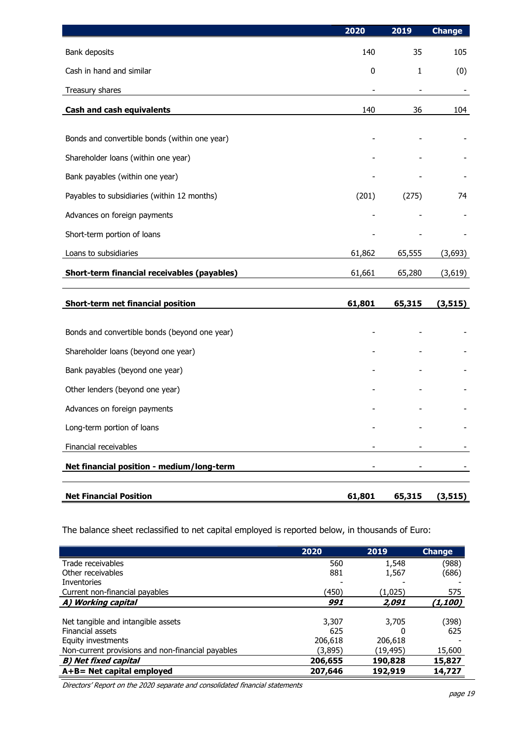| | 2020 | 2019 | Change |
|---|---|---|---|
| Bank deposits | 140 | 35 | 105 |
| Cash in hand and similar | 0 | 1 | (0) |
| Treasury shares | - | - | - |
| **Cash and cash equivalents** | 140 | 36 | 104 |
| | | | |
| Bonds and convertible bonds (within one year) | - | - | - |
| Shareholder loans (within one year) | - | - | - |
| Bank payables (within one year) | - | - | - |
| Payables to subsidiaries (within 12 months) | (201) | (275) | 74 |
| Advances on foreign payments | - | - | - |
| Short-term portion of loans | - | - | - |
| Loans to subsidiaries | 61,862 | 65,555 | (3,693) |
| **Short-term financial receivables (payables)** | 61,661 | 65,280 | (3,619) |
| | | | |
| **Short-term net financial position** | **61,801** | **65,315** | **(3,515)** |
| | | | |
| Bonds and convertible bonds (beyond one year) | - | - | - |
| Shareholder loans (beyond one year) | - | - | - |
| Bank payables (beyond one year) | - | - | - |
| Other lenders (beyond one year) | - | - | - |
| Advances on foreign payments | - | - | - |
| Long-term portion of loans | - | - | - |
| Financial receivables | - | - | - |
| **Net financial position - medium/long-term** | - | - | - |
| | | | |
| **Net Financial Position** | **61,801** | **65,315** | **(3,515)** |

The balance sheet reclassified to net capital employed is reported below, in thousands of Euro:

| | 2020 | 2019 | Change |
|---|---|---|---|
| Trade receivables | 560 | 1,548 | (988) |
| Other receivables | 881 | 1,567 | (686) |
| Inventories | - | - | - |
| Current non-financial payables | (450) | (1,025) | 575 |
| ***A) Working capital*** | ***991*** | ***2,091*** | ***(1,100)*** |
| | | | |
| Net tangible and intangible assets | 3,307 | 3,705 | (398) |
| Financial assets | 625 | 0 | 625 |
| Equity investments | 206,618 | 206,618 | - |
| Non-current provisions and non-financial payables | (3,895) | (19,495) | 15,600 |
| ***B) Net fixed capital*** | **206,655** | **190,828** | **15,827** |
| **A+B= Net capital employed** | **207,646** | **192,919** | **14,727** |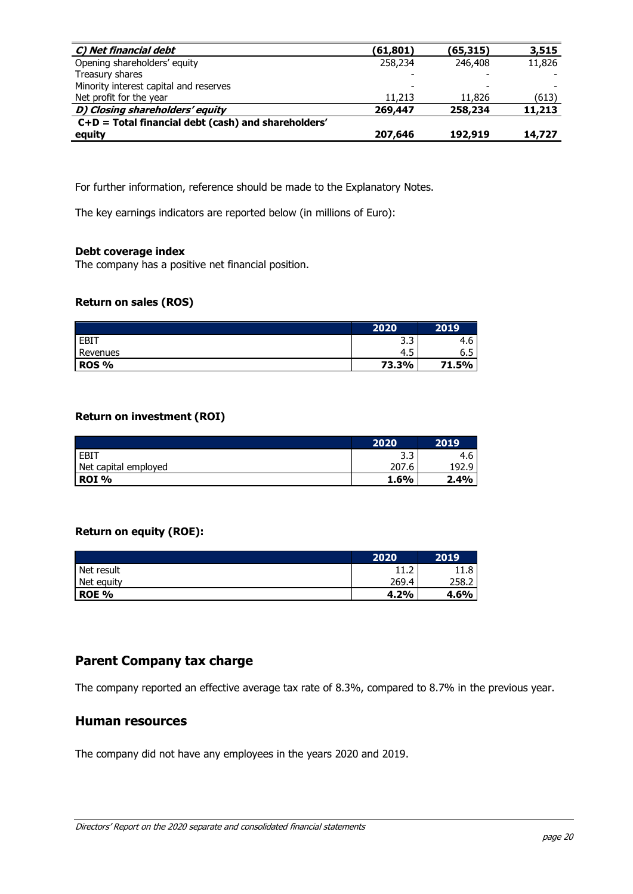| | | | |
|---|---|---|---|
| ***C) Net financial debt*** | **(61,801)** | **(65,315)** | **3,515** |
| Opening shareholders' equity | 258,234 | 246,408 | 11,826 |
| Treasury shares | - | - | - |
| Minority interest capital and reserves | - | - | - |
| Net profit for the year | 11,213 | 11,826 | (613) |
| ***D) Closing shareholders' equity*** | **269,447** | **258,234** | **11,213** |
| **C+D = Total financial debt (cash) and shareholders' equity** | **207,646** | **192,919** | **14,727** |

For further information, reference should be made to the Explanatory Notes.

The key earnings indicators are reported below (in millions of Euro):

**Debt coverage index**

The company has a positive net financial position.

**Return on sales (ROS)**

| | 2020 | 2019 |
|---|---|---|
| EBIT | 3.3 | 4.6 |
| Revenues | 4.5 | 6.5 |
| **ROS %** | **73.3%** | **71.5%** |

**Return on investment (ROI)**

| | 2020 | 2019 |
|---|---|---|
| EBIT | 3.3 | 4.6 |
| Net capital employed | 207.6 | 192.9 |
| **ROI %** | **1.6%** | **2.4%** |

**Return on equity (ROE):**

| | 2020 | 2019 |
|---|---|---|
| Net result | 11.2 | 11.8 |
| Net equity | 269.4 | 258.2 |
| **ROE %** | **4.2%** | **4.6%** |

## Parent Company tax charge

The company reported an effective average tax rate of 8.3%, compared to 8.7% in the previous year.

## Human resources

The company did not have any employees in the years 2020 and 2019.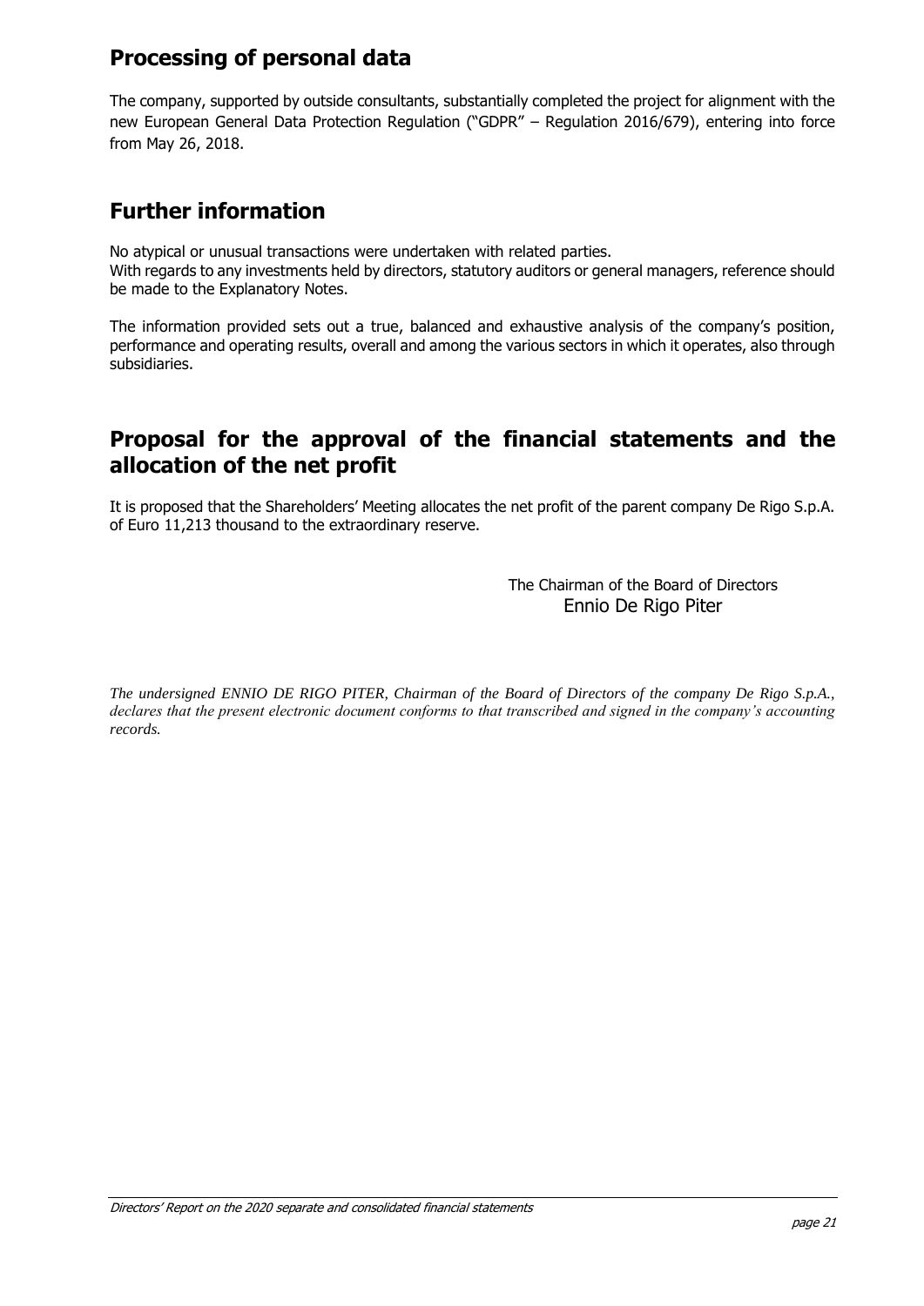## Processing of personal data

The company, supported by outside consultants, substantially completed the project for alignment with the new European General Data Protection Regulation ("GDPR" – Regulation 2016/679), entering into force from May 26, 2018.

## Further information

No atypical or unusual transactions were undertaken with related parties.
With regards to any investments held by directors, statutory auditors or general managers, reference should be made to the Explanatory Notes.

The information provided sets out a true, balanced and exhaustive analysis of the company's position, performance and operating results, overall and among the various sectors in which it operates, also through subsidiaries.

## Proposal for the approval of the financial statements and the allocation of the net profit

It is proposed that the Shareholders' Meeting allocates the net profit of the parent company De Rigo S.p.A. of Euro 11,213 thousand to the extraordinary reserve.

The Chairman of the Board of Directors
Ennio De Rigo Piter

*The undersigned ENNIO DE RIGO PITER, Chairman of the Board of Directors of the company De Rigo S.p.A., declares that the present electronic document conforms to that transcribed and signed in the company's accounting records.*